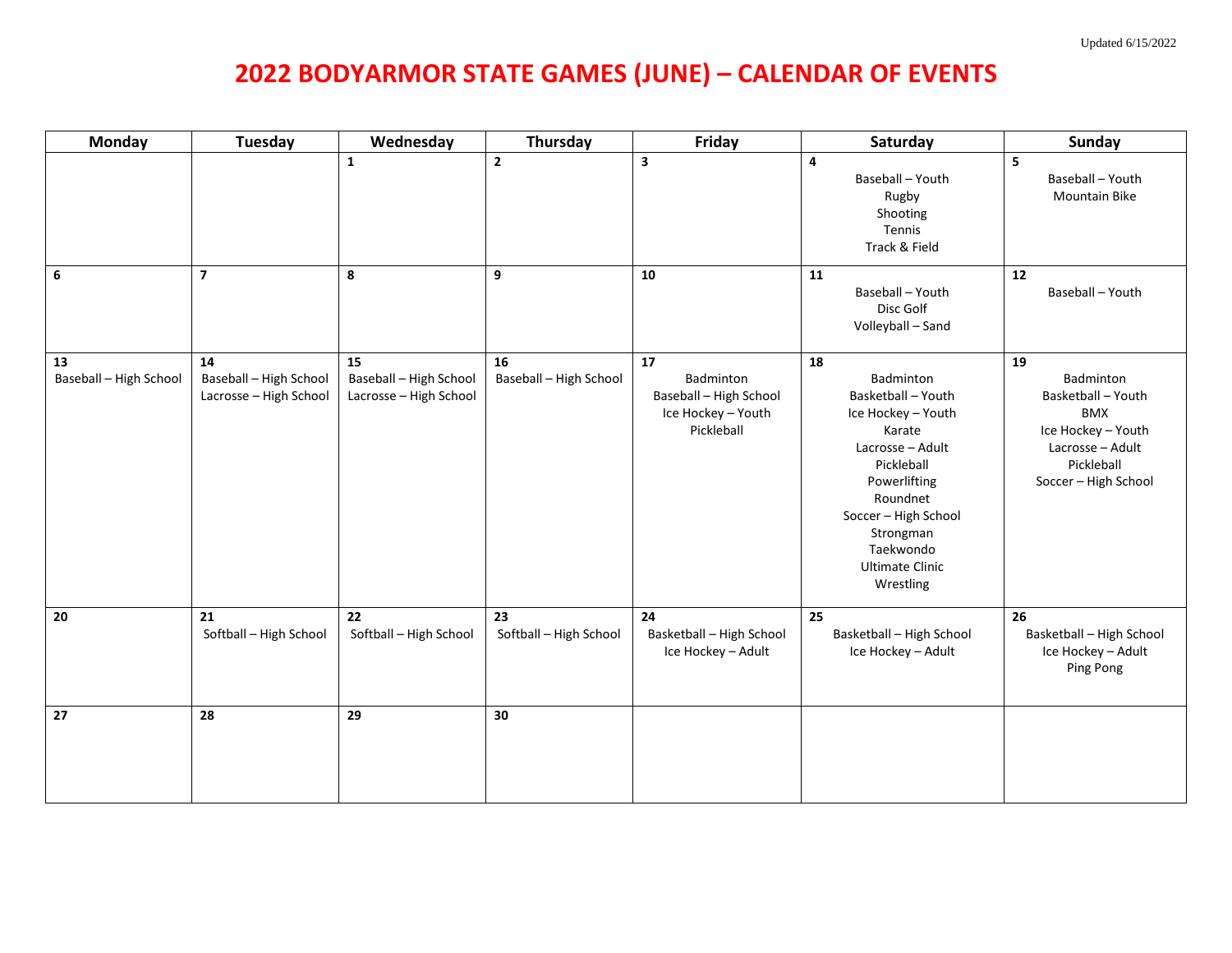Updated 6/15/2022

# 2022 BODYARMOR STATE GAMES (JUNE) – CALENDAR OF EVENTS

| Monday | Tuesday | Wednesday | Thursday | Friday | Saturday | Sunday |
|---|---|---|---|---|---|---|
| | | **1** | **2** | **3** | **4**<br>Baseball – Youth<br>Rugby<br>Shooting<br>Tennis<br>Track & Field | **5**<br>Baseball – Youth<br>Mountain Bike |
| **6** | **7** | **8** | **9** | **10** | **11**<br>Baseball – Youth<br>Disc Golf<br>Volleyball – Sand | **12**<br>Baseball – Youth |
| **13**<br>Baseball – High School | **14**<br>Baseball – High School<br>Lacrosse – High School | **15**<br>Baseball – High School<br>Lacrosse – High School | **16**<br>Baseball – High School | **17**<br>Badminton<br>Baseball – High School<br>Ice Hockey – Youth<br>Pickleball | **18**<br>Badminton<br>Basketball – Youth<br>Ice Hockey – Youth<br>Karate<br>Lacrosse – Adult<br>Pickleball<br>Powerlifting<br>Roundnet<br>Soccer – High School<br>Strongman<br>Taekwondo<br>Ultimate Clinic<br>Wrestling | **19**<br>Badminton<br>Basketball – Youth<br>BMX<br>Ice Hockey – Youth<br>Lacrosse – Adult<br>Pickleball<br>Soccer – High School |
| **20** | **21**<br>Softball – High School | **22**<br>Softball – High School | **23**<br>Softball – High School | **24**<br>Basketball – High School<br>Ice Hockey – Adult | **25**<br>Basketball – High School<br>Ice Hockey – Adult | **26**<br>Basketball – High School<br>Ice Hockey – Adult<br>Ping Pong |
| **27** | **28** | **29** | **30** | | | |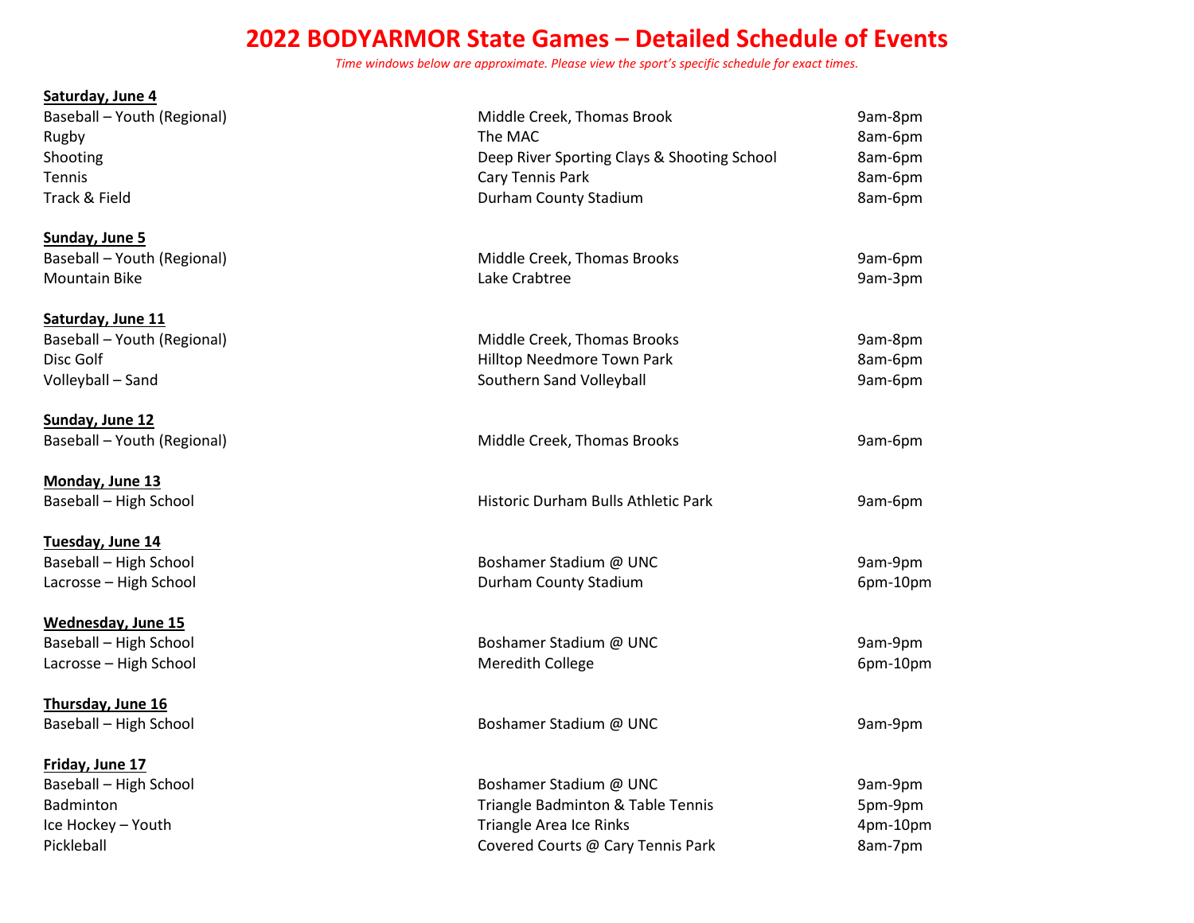# 2022 BODYARMOR State Games – Detailed Schedule of Events

*Time windows below are approximate. Please view the sport's specific schedule for exact times.*

**Saturday, June 4**

| | | |
|---|---|---|
| Baseball – Youth (Regional) | Middle Creek, Thomas Brook | 9am-8pm |
| Rugby | The MAC | 8am-6pm |
| Shooting | Deep River Sporting Clays & Shooting School | 8am-6pm |
| Tennis | Cary Tennis Park | 8am-6pm |
| Track & Field | Durham County Stadium | 8am-6pm |

**Sunday, June 5**

| | | |
|---|---|---|
| Baseball – Youth (Regional) | Middle Creek, Thomas Brooks | 9am-6pm |
| Mountain Bike | Lake Crabtree | 9am-3pm |

**Saturday, June 11**

| | | |
|---|---|---|
| Baseball – Youth (Regional) | Middle Creek, Thomas Brooks | 9am-8pm |
| Disc Golf | Hilltop Needmore Town Park | 8am-6pm |
| Volleyball – Sand | Southern Sand Volleyball | 9am-6pm |

**Sunday, June 12**

| | | |
|---|---|---|
| Baseball – Youth (Regional) | Middle Creek, Thomas Brooks | 9am-6pm |

**Monday, June 13**

| | | |
|---|---|---|
| Baseball – High School | Historic Durham Bulls Athletic Park | 9am-6pm |

**Tuesday, June 14**

| | | |
|---|---|---|
| Baseball – High School | Boshamer Stadium @ UNC | 9am-9pm |
| Lacrosse – High School | Durham County Stadium | 6pm-10pm |

**Wednesday, June 15**

| | | |
|---|---|---|
| Baseball – High School | Boshamer Stadium @ UNC | 9am-9pm |
| Lacrosse – High School | Meredith College | 6pm-10pm |

**Thursday, June 16**

| | | |
|---|---|---|
| Baseball – High School | Boshamer Stadium @ UNC | 9am-9pm |

**Friday, June 17**

| | | |
|---|---|---|
| Baseball – High School | Boshamer Stadium @ UNC | 9am-9pm |
| Badminton | Triangle Badminton & Table Tennis | 5pm-9pm |
| Ice Hockey – Youth | Triangle Area Ice Rinks | 4pm-10pm |
| Pickleball | Covered Courts @ Cary Tennis Park | 8am-7pm |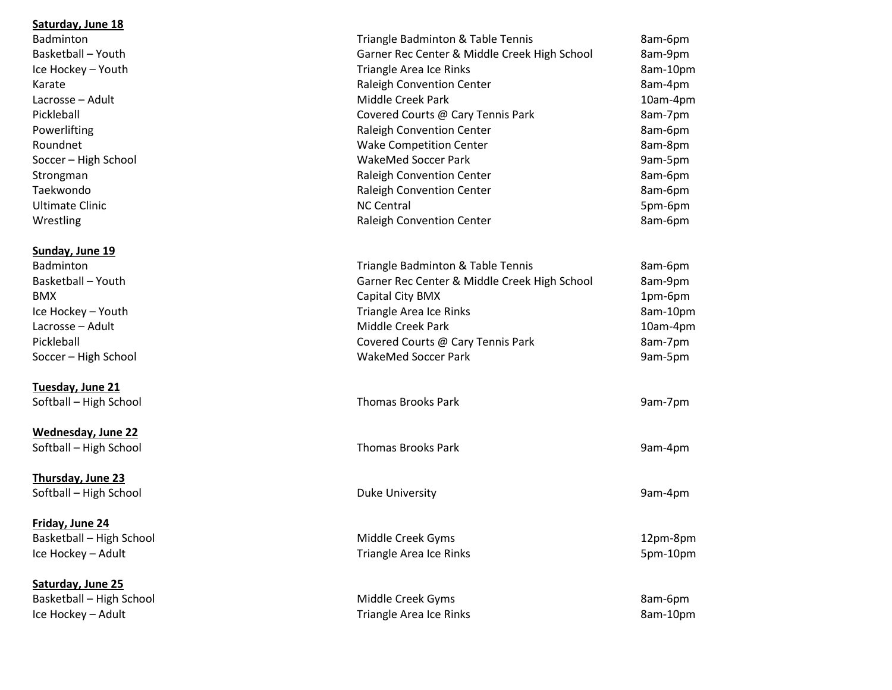**Saturday, June 18**

| | | |
|---|---|---|
| Badminton | Triangle Badminton & Table Tennis | 8am-6pm |
| Basketball – Youth | Garner Rec Center & Middle Creek High School | 8am-9pm |
| Ice Hockey – Youth | Triangle Area Ice Rinks | 8am-10pm |
| Karate | Raleigh Convention Center | 8am-4pm |
| Lacrosse – Adult | Middle Creek Park | 10am-4pm |
| Pickleball | Covered Courts @ Cary Tennis Park | 8am-7pm |
| Powerlifting | Raleigh Convention Center | 8am-6pm |
| Roundnet | Wake Competition Center | 8am-8pm |
| Soccer – High School | WakeMed Soccer Park | 9am-5pm |
| Strongman | Raleigh Convention Center | 8am-6pm |
| Taekwondo | Raleigh Convention Center | 8am-6pm |
| Ultimate Clinic | NC Central | 5pm-6pm |
| Wrestling | Raleigh Convention Center | 8am-6pm |

**Sunday, June 19**

| | | |
|---|---|---|
| Badminton | Triangle Badminton & Table Tennis | 8am-6pm |
| Basketball – Youth | Garner Rec Center & Middle Creek High School | 8am-9pm |
| BMX | Capital City BMX | 1pm-6pm |
| Ice Hockey – Youth | Triangle Area Ice Rinks | 8am-10pm |
| Lacrosse – Adult | Middle Creek Park | 10am-4pm |
| Pickleball | Covered Courts @ Cary Tennis Park | 8am-7pm |
| Soccer – High School | WakeMed Soccer Park | 9am-5pm |

**Tuesday, June 21**

| | | |
|---|---|---|
| Softball – High School | Thomas Brooks Park | 9am-7pm |

**Wednesday, June 22**

| | | |
|---|---|---|
| Softball – High School | Thomas Brooks Park | 9am-4pm |

**Thursday, June 23**

| | | |
|---|---|---|
| Softball – High School | Duke University | 9am-4pm |

**Friday, June 24**

| | | |
|---|---|---|
| Basketball – High School | Middle Creek Gyms | 12pm-8pm |
| Ice Hockey – Adult | Triangle Area Ice Rinks | 5pm-10pm |

**Saturday, June 25**

| | | |
|---|---|---|
| Basketball – High School | Middle Creek Gyms | 8am-6pm |
| Ice Hockey – Adult | Triangle Area Ice Rinks | 8am-10pm |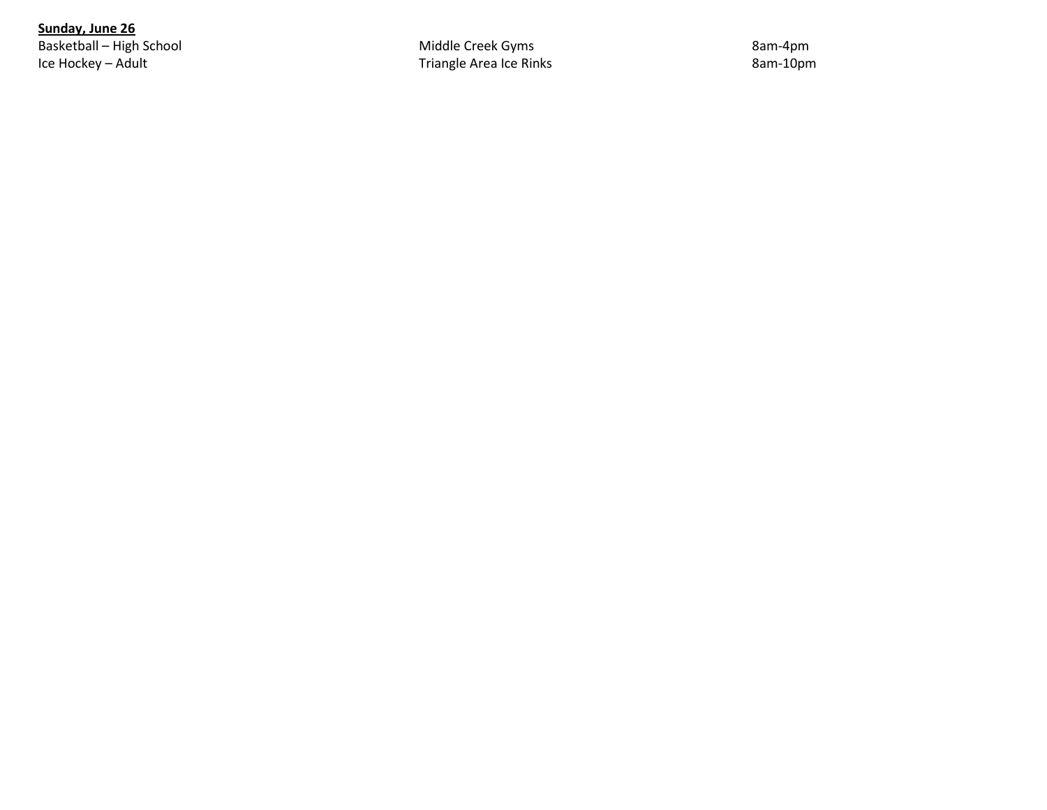**Sunday, June 26**

| | | |
|---|---|---|
| Basketball – High School | Middle Creek Gyms | 8am-4pm |
| Ice Hockey – Adult | Triangle Area Ice Rinks | 8am-10pm |